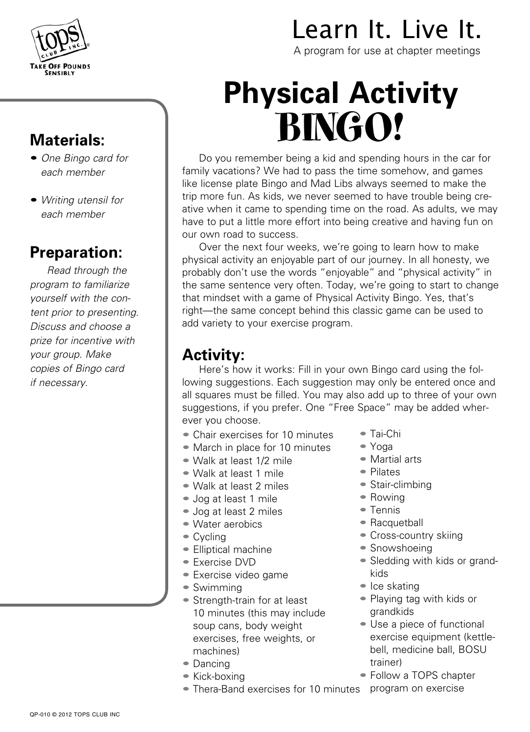TOPS CLUB INC.
TAKE OFF POUNDS SENSIBLY

# Learn It. Live It.

A program for use at chapter meetings

# Physical Activity BINGO!

## Materials:

- *One Bingo card for each member*
- *Writing utensil for each member*

## Preparation:

*Read through the program to familiarize yourself with the content prior to presenting. Discuss and choose a prize for incentive with your group. Make copies of Bingo card if necessary.*

Do you remember being a kid and spending hours in the car for family vacations? We had to pass the time somehow, and games like license plate Bingo and Mad Libs always seemed to make the trip more fun. As kids, we never seemed to have trouble being creative when it came to spending time on the road. As adults, we may have to put a little more effort into being creative and having fun on our own road to success.

Over the next four weeks, we're going to learn how to make physical activity an enjoyable part of our journey. In all honesty, we probably don't use the words "enjoyable" and "physical activity" in the same sentence very often. Today, we're going to start to change that mindset with a game of Physical Activity Bingo. Yes, that's right—the same concept behind this classic game can be used to add variety to your exercise program.

## Activity:

Here's how it works: Fill in your own Bingo card using the following suggestions. Each suggestion may only be entered once and all squares must be filled. You may also add up to three of your own suggestions, if you prefer. One "Free Space" may be added wherever you choose.

- Chair exercises for 10 minutes
- March in place for 10 minutes
- Walk at least 1/2 mile
- Walk at least 1 mile
- Walk at least 2 miles
- Jog at least 1 mile
- Jog at least 2 miles
- Water aerobics
- Cycling
- Elliptical machine
- Exercise DVD
- Exercise video game
- Swimming
- Strength-train for at least 10 minutes (this may include soup cans, body weight exercises, free weights, or machines)
- Dancing
- Kick-boxing
- Thera-Band exercises for 10 minutes
- Tai-Chi
- Yoga
- Martial arts
- Pilates
- Stair-climbing
- Rowing
- Tennis
- Racquetball
- Cross-country skiing
- Snowshoeing
- Sledding with kids or grandkids
- Ice skating
- Playing tag with kids or grandkids
- Use a piece of functional exercise equipment (kettlebell, medicine ball, BOSU trainer)
- Follow a TOPS chapter program on exercise

QP-010 © 2012 TOPS CLUB INC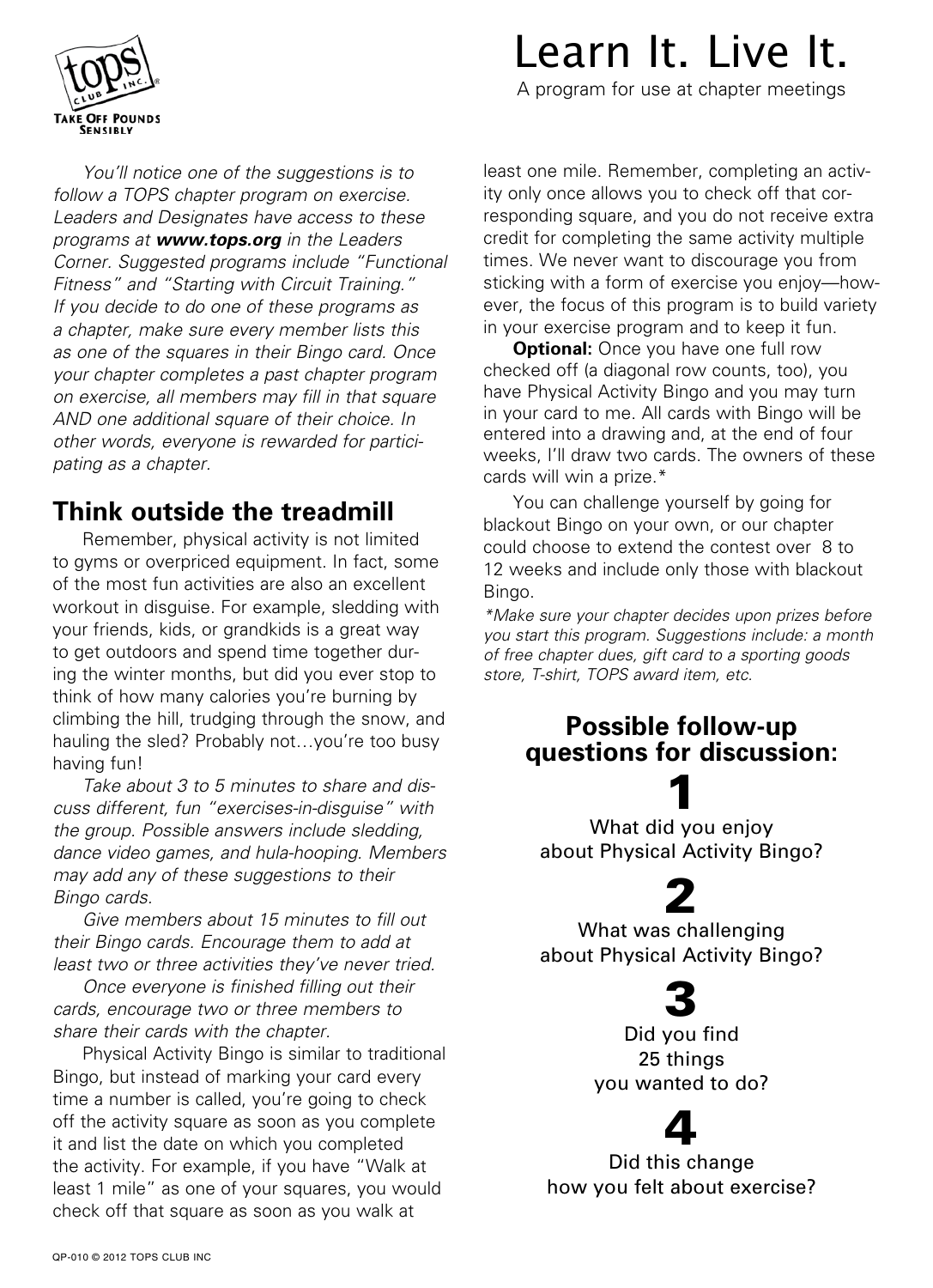# Learn It. Live It.

A program for use at chapter meetings

*You'll notice one of the suggestions is to follow a TOPS chapter program on exercise. Leaders and Designates have access to these programs at **www.tops.org** in the Leaders Corner. Suggested programs include "Functional Fitness" and "Starting with Circuit Training." If you decide to do one of these programs as a chapter, make sure every member lists this as one of the squares in their Bingo card. Once your chapter completes a past chapter program on exercise, all members may fill in that square AND one additional square of their choice. In other words, everyone is rewarded for participating as a chapter.*

## Think outside the treadmill

Remember, physical activity is not limited to gyms or overpriced equipment. In fact, some of the most fun activities are also an excellent workout in disguise. For example, sledding with your friends, kids, or grandkids is a great way to get outdoors and spend time together during the winter months, but did you ever stop to think of how many calories you're burning by climbing the hill, trudging through the snow, and hauling the sled? Probably not…you're too busy having fun!

*Take about 3 to 5 minutes to share and discuss different, fun "exercises-in-disguise" with the group. Possible answers include sledding, dance video games, and hula-hooping. Members may add any of these suggestions to their Bingo cards.*

*Give members about 15 minutes to fill out their Bingo cards. Encourage them to add at least two or three activities they've never tried.*

*Once everyone is finished filling out their cards, encourage two or three members to share their cards with the chapter.*

Physical Activity Bingo is similar to traditional Bingo, but instead of marking your card every time a number is called, you're going to check off the activity square as soon as you complete it and list the date on which you completed the activity. For example, if you have "Walk at least 1 mile" as one of your squares, you would check off that square as soon as you walk at least one mile. Remember, completing an activity only once allows you to check off that corresponding square, and you do not receive extra credit for completing the same activity multiple times. We never want to discourage you from sticking with a form of exercise you enjoy—however, the focus of this program is to build variety in your exercise program and to keep it fun.

**Optional:** Once you have one full row checked off (a diagonal row counts, too), you have Physical Activity Bingo and you may turn in your card to me. All cards with Bingo will be entered into a drawing and, at the end of four weeks, I'll draw two cards. The owners of these cards will win a prize.*

You can challenge yourself by going for blackout Bingo on your own, or our chapter could choose to extend the contest over 8 to 12 weeks and include only those with blackout Bingo.

*\*Make sure your chapter decides upon prizes before you start this program. Suggestions include: a month of free chapter dues, gift card to a sporting goods store, T-shirt, TOPS award item, etc.*

## Possible follow-up questions for discussion:

**1**

What did you enjoy about Physical Activity Bingo?

**2**

What was challenging about Physical Activity Bingo?

**3**

Did you find 25 things you wanted to do?

**4**

Did this change how you felt about exercise?

QP-010 © 2012 TOPS CLUB INC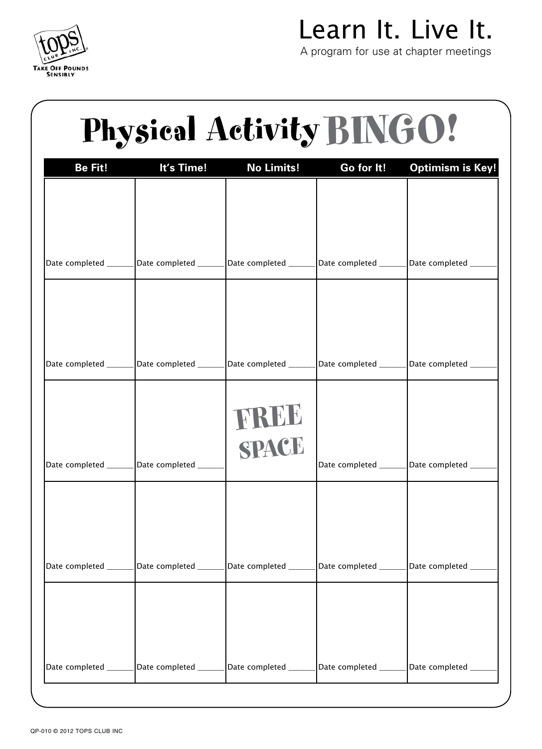# Learn It. Live It.

A program for use at chapter meetings

## Physical Activity BINGO!

| Be Fit! | It's Time! | No Limits! | Go for It! | Optimism is Key! |
| --- | --- | --- | --- | --- |
| Date completed ______ | Date completed ______ | Date completed ______ | Date completed ______ | Date completed ______ |
| Date completed ______ | Date completed ______ | Date completed ______ | Date completed ______ | Date completed ______ |
| Date completed ______ | Date completed ______ | FREE SPACE | Date completed ______ | Date completed ______ |
| Date completed ______ | Date completed ______ | Date completed ______ | Date completed ______ | Date completed ______ |
| Date completed ______ | Date completed ______ | Date completed ______ | Date completed ______ | Date completed ______ |

QP-010 © 2012 TOPS CLUB INC